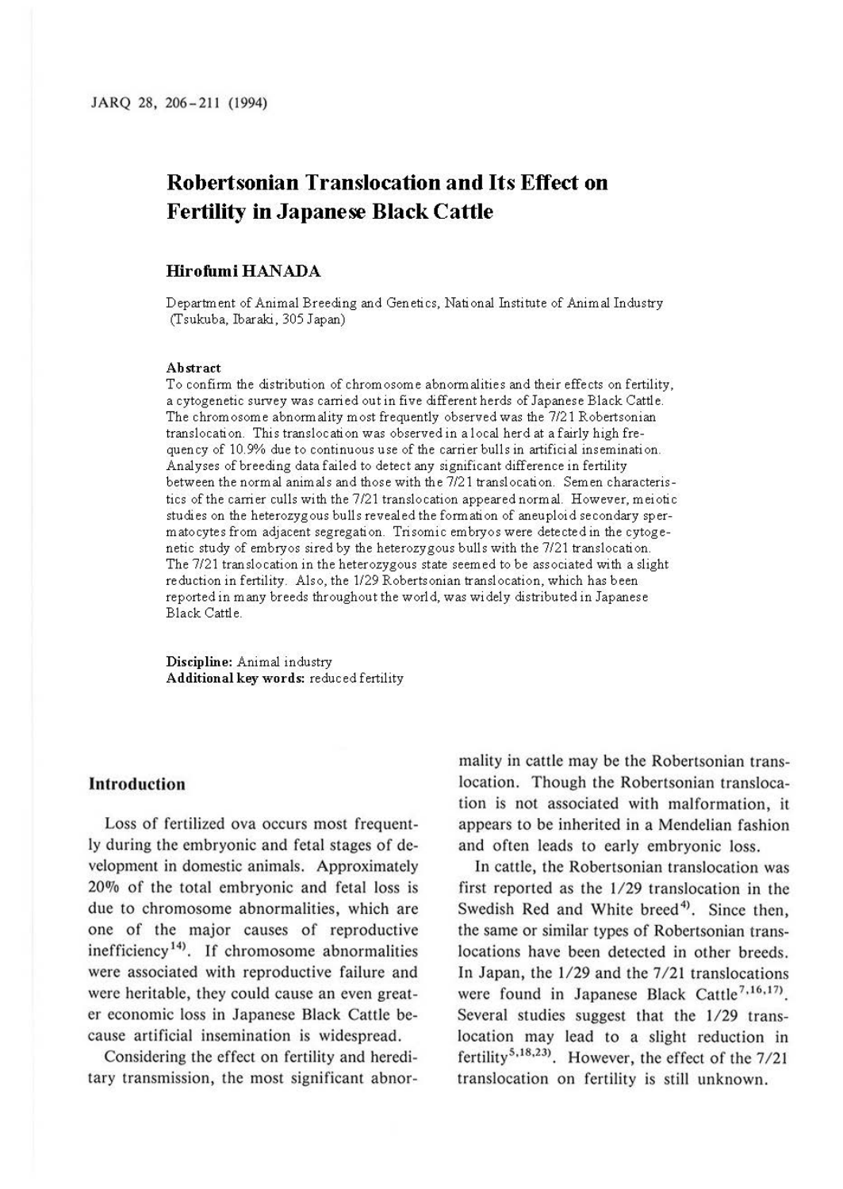# Robertsonian Translocation and Its Effect on Fertility in Japanese Black Cattle

**Hirofumi HANADA**

Department of Animal Breeding and Genetics, National Institute of Animal Industry (Tsukuba, Ibaraki, 305 Japan)

### Abstract

To confirm the distribution of chromosome abnormalities and their effects on fertility, a cytogenetic survey was carried out in five different herds of Japanese Black Cattle. The chromosome abnormality most frequently observed was the 7/21 Robertsonian translocation. This translocation was observed in a local herd at a fairly high frequency of 10.9% due to continuous use of the carrier bulls in artificial insemination. Analyses of breeding data failed to detect any significant difference in fertility between the normal animals and those with the 7/21 translocation. Semen characteristics of the carrier culls with the 7/21 translocation appeared normal. However, meiotic studies on the heterozygous bulls revealed the formation of aneuploid secondary spermatocytes from adjacent segregation. Trisomic embryos were detected in the cytogenetic study of embryos sired by the heterozygous bulls with the 7/21 translocation. The 7/21 translocation in the heterozygous state seemed to be associated with a slight reduction in fertility. Also, the 1/29 Robertsonian translocation, which has been reported in many breeds throughout the world, was widely distributed in Japanese Black Cattle.

**Discipline:** Animal industry
**Additional key words:** reduced fertility

## Introduction

Loss of fertilized ova occurs most frequently during the embryonic and fetal stages of development in domestic animals. Approximately 20% of the total embryonic and fetal loss is due to chromosome abnormalities, which are one of the major causes of reproductive inefficiency[14]. If chromosome abnormalities were associated with reproductive failure and were heritable, they could cause an even greater economic loss in Japanese Black Cattle because artificial insemination is widespread.

Considering the effect on fertility and hereditary transmission, the most significant abnormality in cattle may be the Robertsonian translocation. Though the Robertsonian translocation is not associated with malformation, it appears to be inherited in a Mendelian fashion and often leads to early embryonic loss.

In cattle, the Robertsonian translocation was first reported as the 1/29 translocation in the Swedish Red and White breed[4]. Since then, the same or similar types of Robertsonian translocations have been detected in other breeds. In Japan, the 1/29 and the 7/21 translocations were found in Japanese Black Cattle[7,16,17]. Several studies suggest that the 1/29 translocation may lead to a slight reduction in fertility[5,18,23]. However, the effect of the 7/21 translocation on fertility is still unknown.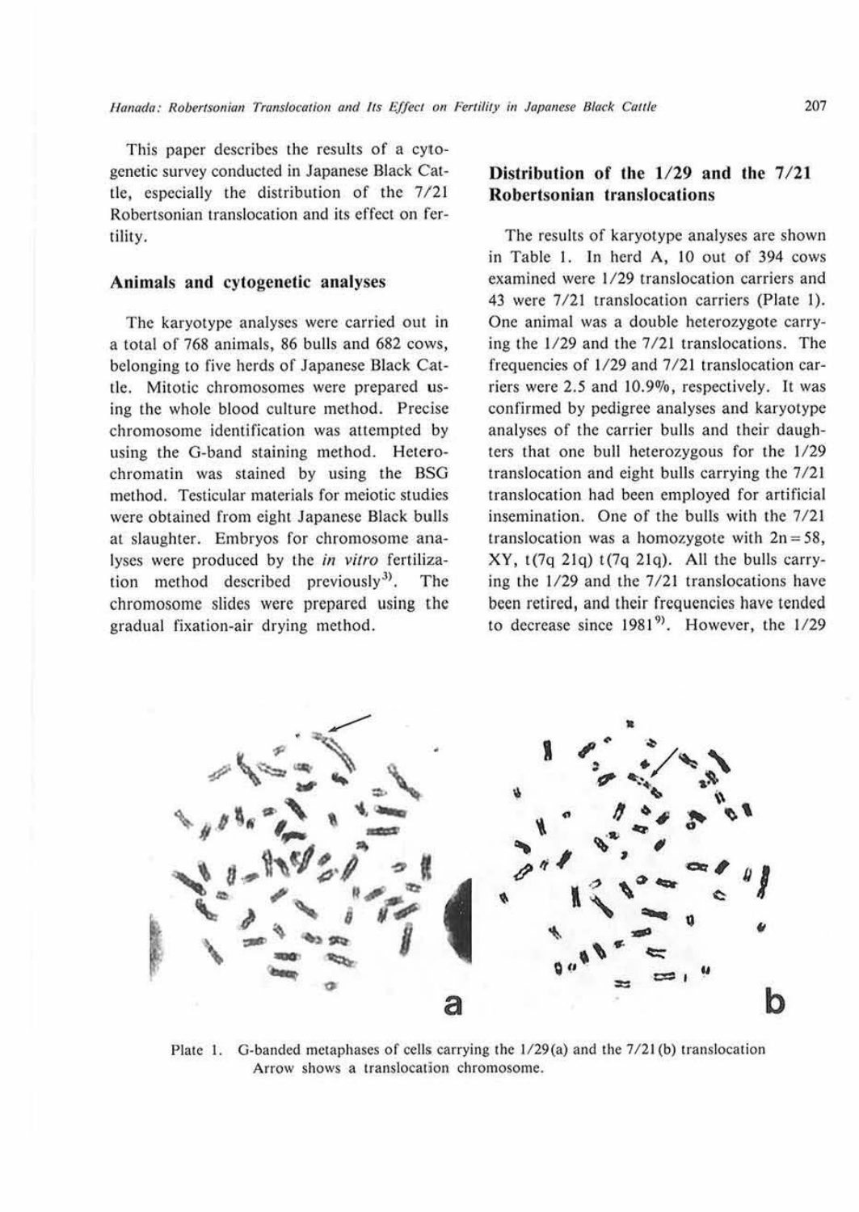This paper describes the results of a cytogenetic survey conducted in Japanese Black Cattle, especially the distribution of the 7/21 Robertsonian translocation and its effect on fertility.

## Animals and cytogenetic analyses

The karyotype analyses were carried out in a total of 768 animals, 86 bulls and 682 cows, belonging to five herds of Japanese Black Cattle. Mitotic chromosomes were prepared using the whole blood culture method. Precise chromosome identification was attempted by using the G-band staining method. Heterochromatin was stained by using the BSG method. Testicular materials for meiotic studies were obtained from eight Japanese Black bulls at slaughter. Embryos for chromosome analyses were produced by the *in vitro* fertilization method described previously[3]. The chromosome slides were prepared using the gradual fixation-air drying method.

## Distribution of the 1/29 and the 7/21 Robertsonian translocations

The results of karyotype analyses are shown in Table 1. In herd A, 10 out of 394 cows examined were 1/29 translocation carriers and 43 were 7/21 translocation carriers (Plate 1). One animal was a double heterozygote carrying the 1/29 and the 7/21 translocations. The frequencies of 1/29 and 7/21 translocation carriers were 2.5 and 10.9%, respectively. It was confirmed by pedigree analyses and karyotype analyses of the carrier bulls and their daughters that one bull heterozygous for the 1/29 translocation and eight bulls carrying the 7/21 translocation had been employed for artificial insemination. One of the bulls with the 7/21 translocation was a homozygote with $2n = 58$, XY, t(7q 21q) t(7q 21q). All the bulls carrying the 1/29 and the 7/21 translocations have been retired, and their frequencies have tended to decrease since 1981[9]. However, the 1/29

Plate 1. G-banded metaphases of cells carrying the 1/29(a) and the 7/21(b) translocation Arrow shows a translocation chromosome.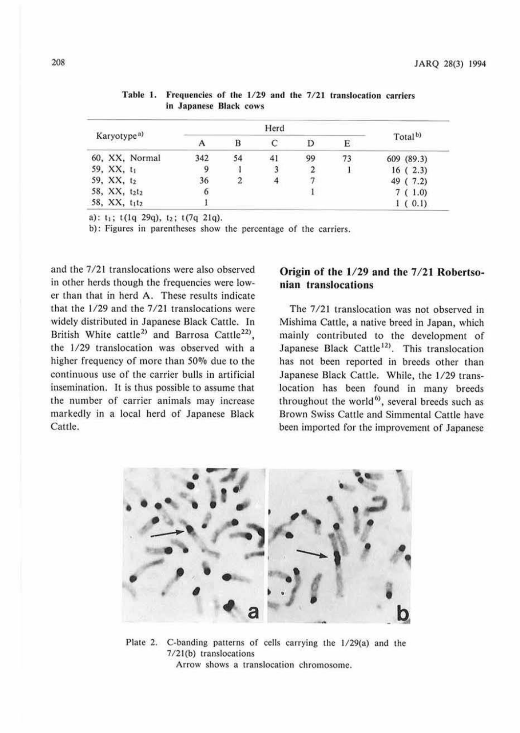Table 1. Frequencies of the 1/29 and the 7/21 translocation carriers in Japanese Black cows

| Karyotype[a)] | Herd | | | | | Total[b)] |
|---|---|---|---|---|---|---|
| | A | B | C | D | E | |
| 60, XX, Normal | 342 | 54 | 41 | 99 | 73 | 609 (89.3) |
| 59, XX, $t_1$ | 9 | 1 | 3 | 2 | 1 | 16 ( 2.3) |
| 59, XX, $t_2$ | 36 | 2 | 4 | 7 | | 49 ( 7.2) |
| 58, XX, $t_2t_2$ | 6 | | | 1 | | 7 ( 1.0) |
| 58, XX, $t_1t_2$ | 1 | | | | | 1 ( 0.1) |

a): $t_1$; t(1q 29q), $t_2$; t(7q 21q).
b): Figures in parentheses show the percentage of the carriers.

and the 7/21 translocations were also observed in other herds though the frequencies were lower than that in herd A. These results indicate that the 1/29 and the 7/21 translocations were widely distributed in Japanese Black Cattle. In British White cattle[2)] and Barrosa Cattle[22)], the 1/29 translocation was observed with a higher frequency of more than 50% due to the continuous use of the carrier bulls in artificial insemination. It is thus possible to assume that the number of carrier animals may increase markedly in a local herd of Japanese Black Cattle.

## Origin of the 1/29 and the 7/21 Robertsonian translocations

The 7/21 translocation was not observed in Mishima Cattle, a native breed in Japan, which mainly contributed to the development of Japanese Black Cattle[12)]. This translocation has not been reported in breeds other than Japanese Black Cattle. While, the 1/29 translocation has been found in many breeds throughout the world[6)], several breeds such as Brown Swiss Cattle and Simmental Cattle have been imported for the improvement of Japanese

Plate 2. C-banding patterns of cells carrying the 1/29(a) and the 7/21(b) translocations
Arrow shows a translocation chromosome.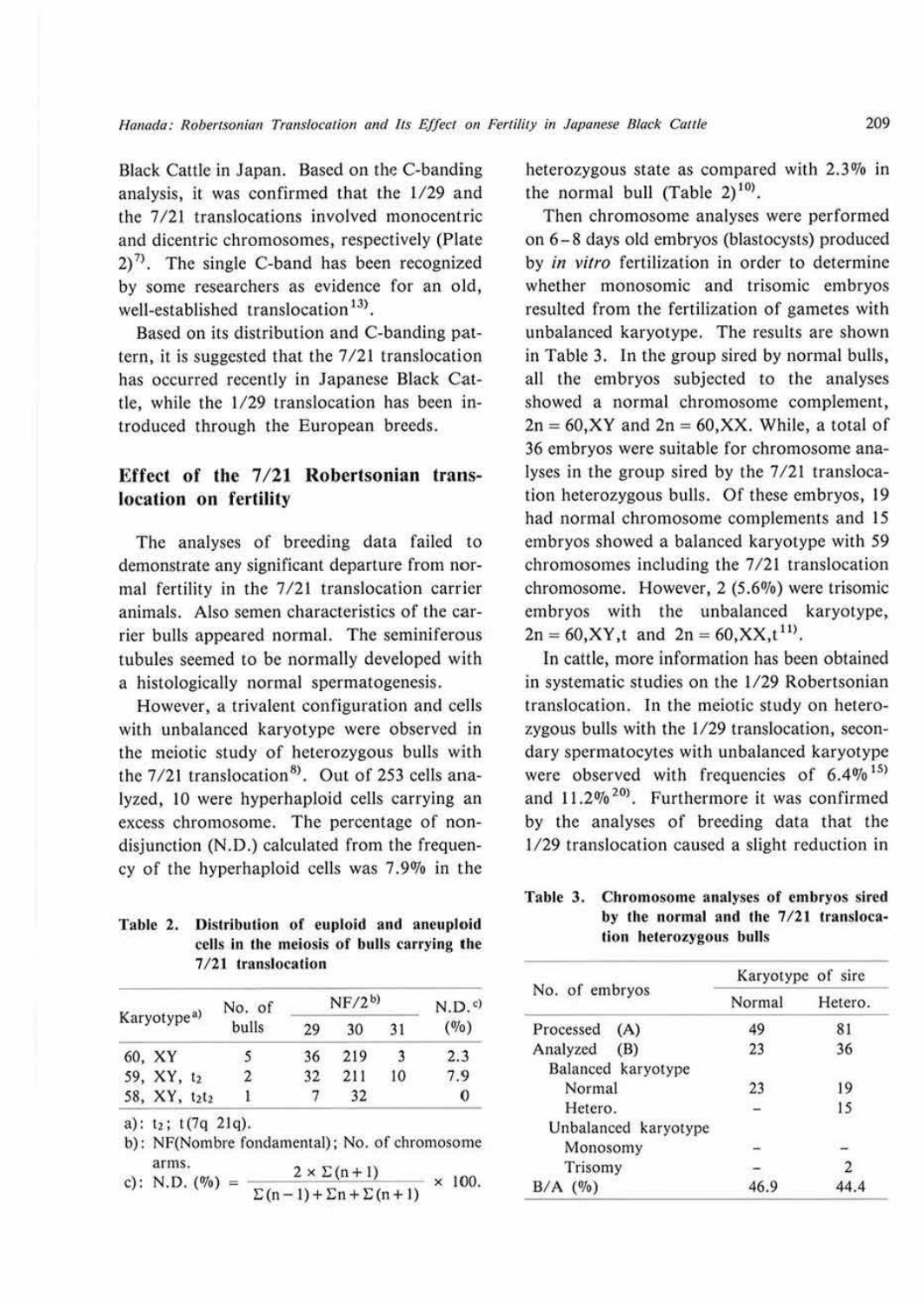Black Cattle in Japan. Based on the C-banding analysis, it was confirmed that the 1/29 and the 7/21 translocations involved monocentric and dicentric chromosomes, respectively (Plate 2)[7]. The single C-band has been recognized by some researchers as evidence for an old, well-established translocation[13].

Based on its distribution and C-banding pattern, it is suggested that the 7/21 translocation has occurred recently in Japanese Black Cattle, while the 1/29 translocation has been introduced through the European breeds.

## Effect of the 7/21 Robertsonian translocation on fertility

The analyses of breeding data failed to demonstrate any significant departure from normal fertility in the 7/21 translocation carrier animals. Also semen characteristics of the carrier bulls appeared normal. The seminiferous tubules seemed to be normally developed with a histologically normal spermatogenesis.

However, a trivalent configuration and cells with unbalanced karyotype were observed in the meiotic study of heterozygous bulls with the 7/21 translocation[8]. Out of 253 cells analyzed, 10 were hyperhaploid cells carrying an excess chromosome. The percentage of nondisjunction (N.D.) calculated from the frequency of the hyperhaploid cells was 7.9% in the heterozygous state as compared with 2.3% in the normal bull (Table 2)[10].

**Table 2. Distribution of euploid and aneuploid cells in the meiosis of bulls carrying the 7/21 translocation**

| Karyotype[a] | No. of bulls | NF/2[b] | | | N.D.[c] (%) |
|---|---|---|---|---|---|
| | | 29 | 30 | 31 | |
| 60, XY | 5 | 36 | 219 | 3 | 2.3 |
| 59, XY, $t_2$ | 2 | 32 | 211 | 10 | 7.9 |
| 58, XY, $t_2t_2$ | 1 | 7 | 32 | | 0 |

a): $t_2$; t(7q 21q).
b): NF(Nombre fondamental); No. of chromosome arms.
c): $\text{N.D. (\%)} = \dfrac{2 \times \Sigma(n+1)}{\Sigma(n-1) + \Sigma n + \Sigma(n+1)} \times 100.$

Then chromosome analyses were performed on 6–8 days old embryos (blastocysts) produced by *in vitro* fertilization in order to determine whether monosomic and trisomic embryos resulted from the fertilization of gametes with unbalanced karyotype. The results are shown in Table 3. In the group sired by normal bulls, all the embryos subjected to the analyses showed a normal chromosome complement, 2n = 60,XY and 2n = 60,XX. While, a total of 36 embryos were suitable for chromosome analyses in the group sired by the 7/21 translocation heterozygous bulls. Of these embryos, 19 had normal chromosome complements and 15 embryos showed a balanced karyotype with 59 chromosomes including the 7/21 translocation chromosome. However, 2 (5.6%) were trisomic embryos with the unbalanced karyotype, 2n = 60,XY,t and 2n = 60,XX,t[11].

In cattle, more information has been obtained in systematic studies on the 1/29 Robertsonian translocation. In the meiotic study on heterozygous bulls with the 1/29 translocation, secondary spermatocytes with unbalanced karyotype were observed with frequencies of 6.4%[15] and 11.2%[20]. Furthermore it was confirmed by the analyses of breeding data that the 1/29 translocation caused a slight reduction in

**Table 3. Chromosome analyses of embryos sired by the normal and the 7/21 translocation heterozygous bulls**

| No. of embryos | Karyotype of sire | |
|---|---|---|
| | Normal | Hetero. |
| Processed (A) | 49 | 81 |
| Analyzed (B) | 23 | 36 |
| Balanced karyotype | | |
| Normal | 23 | 19 |
| Hetero. | – | 15 |
| Unbalanced karyotype | | |
| Monosomy | – | – |
| Trisomy | – | 2 |
| B/A (%) | 46.9 | 44.4 |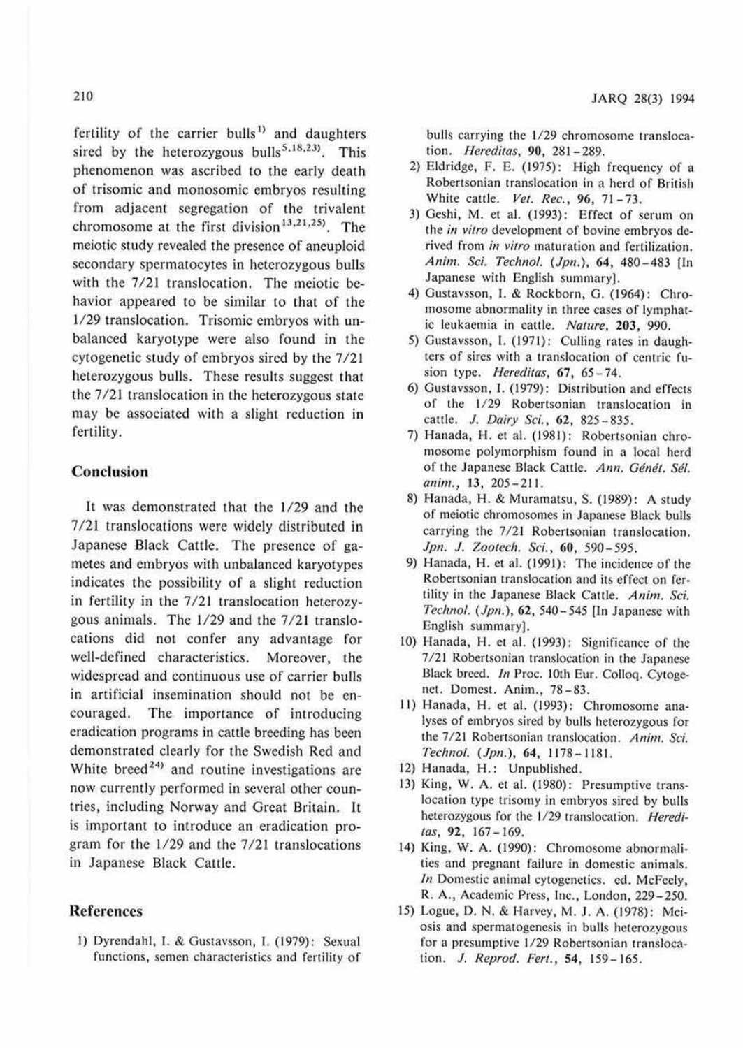fertility of the carrier bulls[1] and daughters sired by the heterozygous bulls[5,18,23]. This phenomenon was ascribed to the early death of trisomic and monosomic embryos resulting from adjacent segregation of the trivalent chromosome at the first division[13,21,25]. The meiotic study revealed the presence of aneuploid secondary spermatocytes in heterozygous bulls with the 7/21 translocation. The meiotic behavior appeared to be similar to that of the 1/29 translocation. Trisomic embryos with unbalanced karyotype were also found in the cytogenetic study of embryos sired by the 7/21 heterozygous bulls. These results suggest that the 7/21 translocation in the heterozygous state may be associated with a slight reduction in fertility.

## Conclusion

It was demonstrated that the 1/29 and the 7/21 translocations were widely distributed in Japanese Black Cattle. The presence of gametes and embryos with unbalanced karyotypes indicates the possibility of a slight reduction in fertility in the 7/21 translocation heterozygous animals. The 1/29 and the 7/21 translocations did not confer any advantage for well-defined characteristics. Moreover, the widespread and continuous use of carrier bulls in artificial insemination should not be encouraged. The importance of introducing eradication programs in cattle breeding has been demonstrated clearly for the Swedish Red and White breed[24] and routine investigations are now currently performed in several other countries, including Norway and Great Britain. It is important to introduce an eradication program for the 1/29 and the 7/21 translocations in Japanese Black Cattle.

## References

1) Dyrendahl, I. & Gustavsson, I. (1979): Sexual functions, semen characteristics and fertility of bulls carrying the 1/29 chromosome translocation. *Hereditas*, **90**, 281–289.
2) Eldridge, F. E. (1975): High frequency of a Robertsonian translocation in a herd of British White cattle. *Vet. Rec.*, **96**, 71–73.
3) Geshi, M. et al. (1993): Effect of serum on the *in vitro* development of bovine embryos derived from *in vitro* maturation and fertilization. *Anim. Sci. Technol. (Jpn.)*, **64**, 480–483 [In Japanese with English summary].
4) Gustavsson, I. & Rockborn, G. (1964): Chromosome abnormality in three cases of lymphatic leukaemia in cattle. *Nature*, **203**, 990.
5) Gustavsson, I. (1971): Culling rates in daughters of sires with a translocation of centric fusion type. *Hereditas*, **67**, 65–74.
6) Gustavsson, I. (1979): Distribution and effects of the 1/29 Robertsonian translocation in cattle. *J. Dairy Sci.*, **62**, 825–835.
7) Hanada, H. et al. (1981): Robertsonian chromosome polymorphism found in a local herd of the Japanese Black Cattle. *Ann. Génét. Sél. anim.*, **13**, 205–211.
8) Hanada, H. & Muramatsu, S. (1989): A study of meiotic chromosomes in Japanese Black bulls carrying the 7/21 Robertsonian translocation. *Jpn. J. Zootech. Sci.*, **60**, 590–595.
9) Hanada, H. et al. (1991): The incidence of the Robertsonian translocation and its effect on fertility in the Japanese Black Cattle. *Anim. Sci. Technol. (Jpn.)*, **62**, 540–545 [In Japanese with English summary].
10) Hanada, H. et al. (1993): Significance of the 7/21 Robertsonian translocation in the Japanese Black breed. *In* Proc. 10th Eur. Colloq. Cytogenet. Domest. Anim., 78–83.
11) Hanada, H. et al. (1993): Chromosome analyses of embryos sired by bulls heterozygous for the 7/21 Robertsonian translocation. *Anim. Sci. Technol. (Jpn.)*, **64**, 1178–1181.
12) Hanada, H.: Unpublished.
13) King, W. A. et al. (1980): Presumptive translocation type trisomy in embryos sired by bulls heterozygous for the 1/29 translocation. *Hereditas*, **92**, 167–169.
14) King, W. A. (1990): Chromosome abnormalities and pregnant failure in domestic animals. *In* Domestic animal cytogenetics. ed. McFeely, R. A., Academic Press, Inc., London, 229–250.
15) Logue, D. N. & Harvey, M. J. A. (1978): Meiosis and spermatogenesis in bulls heterozygous for a presumptive 1/29 Robertsonian translocation. *J. Reprod. Fert.*, **54**, 159–165.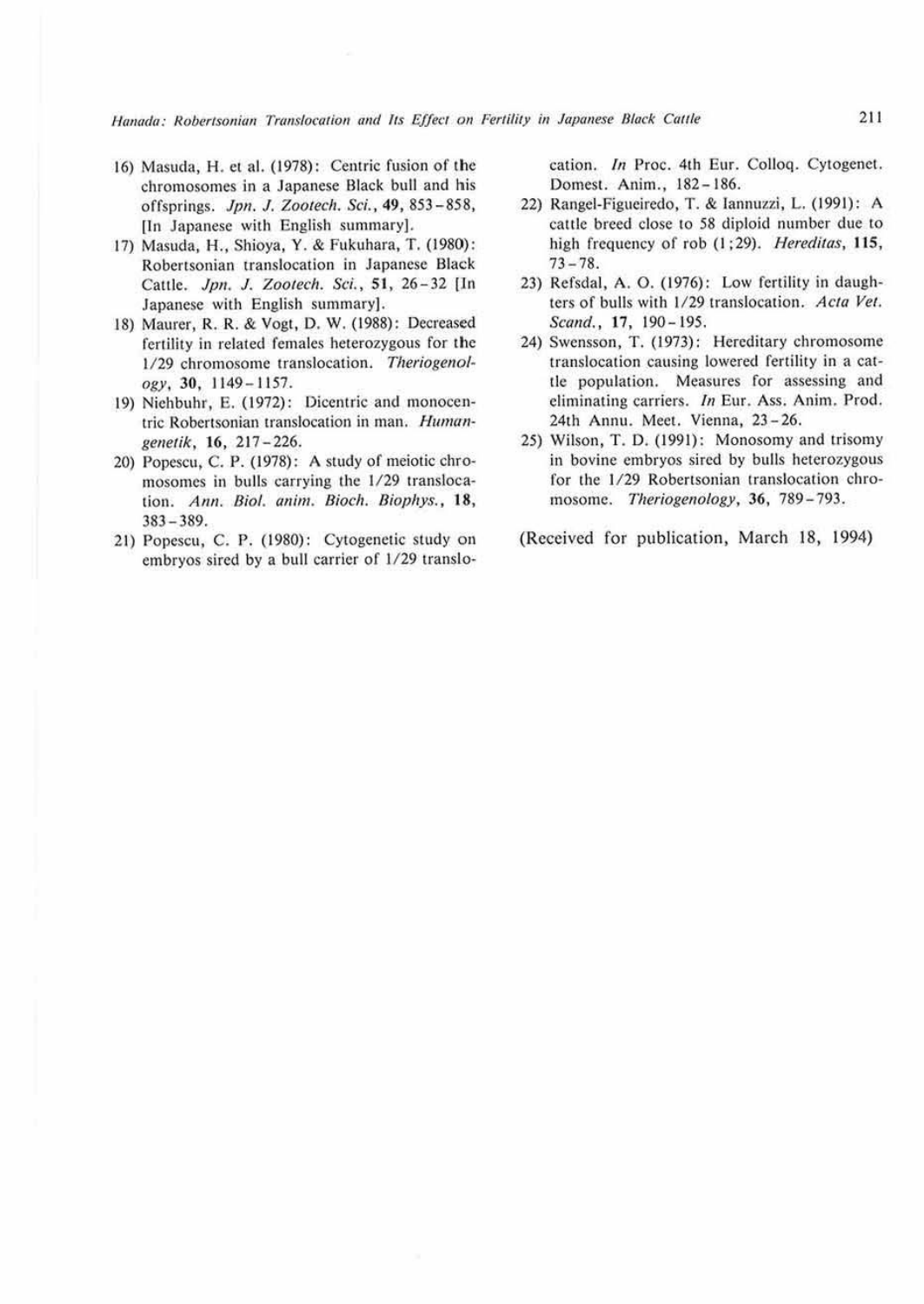16) Masuda, H. et al. (1978): Centric fusion of the chromosomes in a Japanese Black bull and his offsprings. *Jpn. J. Zootech. Sci.*, **49**, 853–858, [In Japanese with English summary].

17) Masuda, H., Shioya, Y. & Fukuhara, T. (1980): Robertsonian translocation in Japanese Black Cattle. *Jpn. J. Zootech. Sci.*, **51**, 26–32 [In Japanese with English summary].

18) Maurer, R. R. & Vogt, D. W. (1988): Decreased fertility in related females heterozygous for the 1/29 chromosome translocation. *Theriogenology*, **30**, 1149–1157.

19) Niehbuhr, E. (1972): Dicentric and monocentric Robertsonian translocation in man. *Humangenetik*, **16**, 217–226.

20) Popescu, C. P. (1978): A study of meiotic chromosomes in bulls carrying the 1/29 translocation. *Ann. Biol. anim. Bioch. Biophys.*, **18**, 383–389.

21) Popescu, C. P. (1980): Cytogenetic study on embryos sired by a bull carrier of 1/29 translocation. *In* Proc. 4th Eur. Colloq. Cytogenet. Domest. Anim., 182–186.

22) Rangel-Figueiredo, T. & Iannuzzi, L. (1991): A cattle breed close to 58 diploid number due to high frequency of rob (1;29). *Hereditas*, **115**, 73–78.

23) Refsdal, A. O. (1976): Low fertility in daughters of bulls with 1/29 translocation. *Acta Vet. Scand.*, **17**, 190–195.

24) Swensson, T. (1973): Hereditary chromosome translocation causing lowered fertility in a cattle population. Measures for assessing and eliminating carriers. *In* Eur. Ass. Anim. Prod. 24th Annu. Meet. Vienna, 23–26.

25) Wilson, T. D. (1991): Monosomy and trisomy in bovine embryos sired by bulls heterozygous for the 1/29 Robertsonian translocation chromosome. *Theriogenology*, **36**, 789–793.

(Received for publication, March 18, 1994)